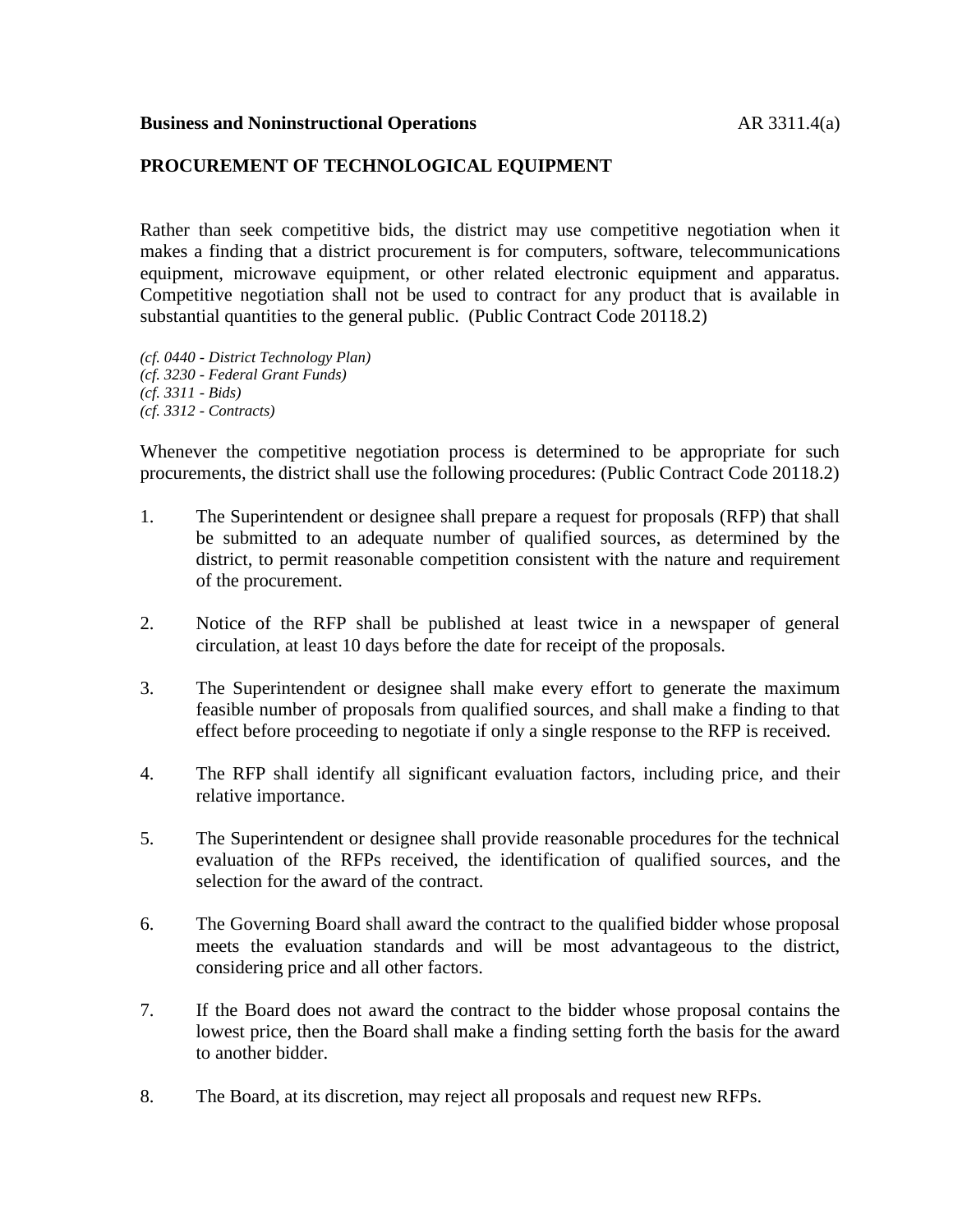**Business and Noninstructional Operations** AR 3311.4(a)

**PROCUREMENT OF TECHNOLOGICAL EQUIPMENT**

Rather than seek competitive bids, the district may use competitive negotiation when it makes a finding that a district procurement is for computers, software, telecommunications equipment, microwave equipment, or other related electronic equipment and apparatus. Competitive negotiation shall not be used to contract for any product that is available in substantial quantities to the general public. (Public Contract Code 20118.2)

*(cf. 0440 - District Technology Plan)*
*(cf. 3230 - Federal Grant Funds)*
*(cf. 3311 - Bids)*
*(cf. 3312 - Contracts)*

Whenever the competitive negotiation process is determined to be appropriate for such procurements, the district shall use the following procedures: (Public Contract Code 20118.2)

1. The Superintendent or designee shall prepare a request for proposals (RFP) that shall be submitted to an adequate number of qualified sources, as determined by the district, to permit reasonable competition consistent with the nature and requirement of the procurement.

2. Notice of the RFP shall be published at least twice in a newspaper of general circulation, at least 10 days before the date for receipt of the proposals.

3. The Superintendent or designee shall make every effort to generate the maximum feasible number of proposals from qualified sources, and shall make a finding to that effect before proceeding to negotiate if only a single response to the RFP is received.

4. The RFP shall identify all significant evaluation factors, including price, and their relative importance.

5. The Superintendent or designee shall provide reasonable procedures for the technical evaluation of the RFPs received, the identification of qualified sources, and the selection for the award of the contract.

6. The Governing Board shall award the contract to the qualified bidder whose proposal meets the evaluation standards and will be most advantageous to the district, considering price and all other factors.

7. If the Board does not award the contract to the bidder whose proposal contains the lowest price, then the Board shall make a finding setting forth the basis for the award to another bidder.

8. The Board, at its discretion, may reject all proposals and request new RFPs.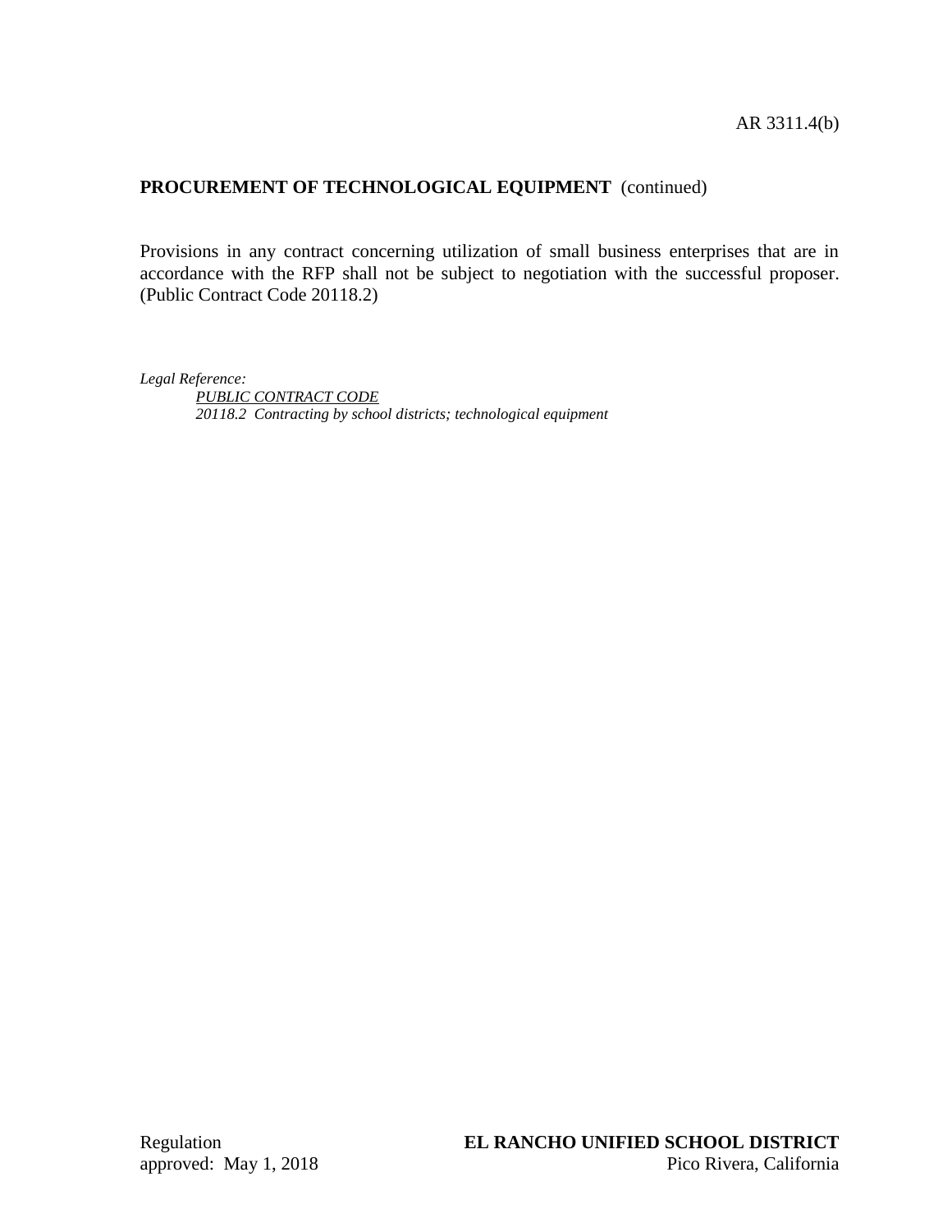**PROCUREMENT OF TECHNOLOGICAL EQUIPMENT** (continued)

Provisions in any contract concerning utilization of small business enterprises that are in accordance with the RFP shall not be subject to negotiation with the successful proposer. (Public Contract Code 20118.2)

*Legal Reference:*

*PUBLIC CONTRACT CODE*

*20118.2 Contracting by school districts; technological equipment*

Regulation
approved: May 1, 2018

**EL RANCHO UNIFIED SCHOOL DISTRICT**
Pico Rivera, California